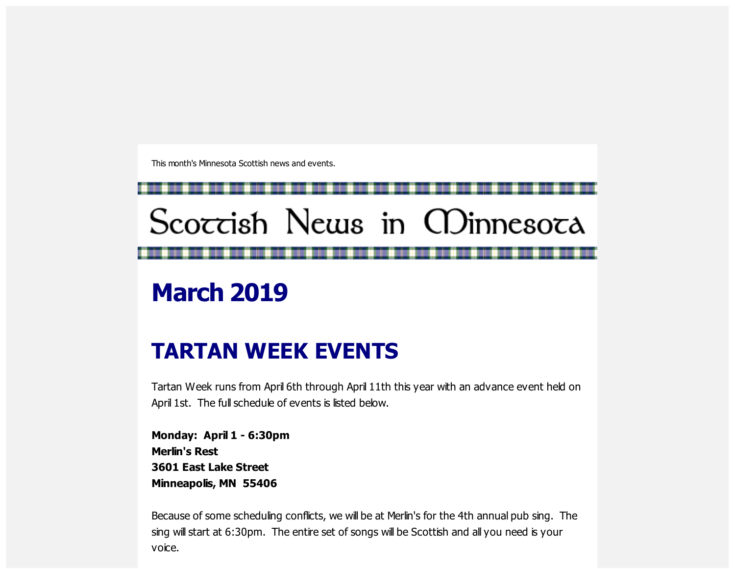This month's Minnesota Scottish news and events.

# Scottish News in Minnesota

# March 2019

## TARTAN WEEK EVENTS

Tartan Week runs from April 6th through April 11th this year with an advance event held on April 1st.  The full schedule of events is listed below.

**Monday:  April 1 - 6:30pm**
**Merlin's Rest**
**3601 East Lake Street**
**Minneapolis, MN  55406**

Because of some scheduling conflicts, we will be at Merlin's for the 4th annual pub sing.  The sing will start at 6:30pm.  The entire set of songs will be Scottish and all you need is your voice.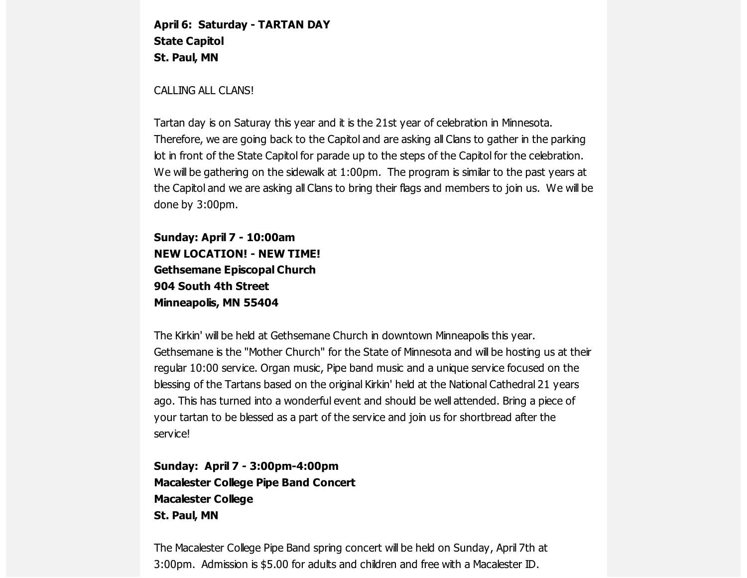**April 6: Saturday - TARTAN DAY**
**State Capitol**
**St. Paul, MN**

CALLING ALL CLANS!

Tartan day is on Saturay this year and it is the 21st year of celebration in Minnesota. Therefore, we are going back to the Capitol and are asking all Clans to gather in the parking lot in front of the State Capitol for parade up to the steps of the Capitol for the celebration. We will be gathering on the sidewalk at 1:00pm. The program is similar to the past years at the Capitol and we are asking all Clans to bring their flags and members to join us. We will be done by 3:00pm.

**Sunday: April 7 - 10:00am**
**NEW LOCATION! - NEW TIME!**
**Gethsemane Episcopal Church**
**904 South 4th Street**
**Minneapolis, MN 55404**

The Kirkin' will be held at Gethsemane Church in downtown Minneapolis this year. Gethsemane is the "Mother Church" for the State of Minnesota and will be hosting us at their regular 10:00 service. Organ music, Pipe band music and a unique service focused on the blessing of the Tartans based on the original Kirkin' held at the National Cathedral 21 years ago. This has turned into a wonderful event and should be well attended. Bring a piece of your tartan to be blessed as a part of the service and join us for shortbread after the service!

**Sunday: April 7 - 3:00pm-4:00pm**
**Macalester College Pipe Band Concert**
**Macalester College**
**St. Paul, MN**

The Macalester College Pipe Band spring concert will be held on Sunday, April 7th at 3:00pm. Admission is $5.00 for adults and children and free with a Macalester ID.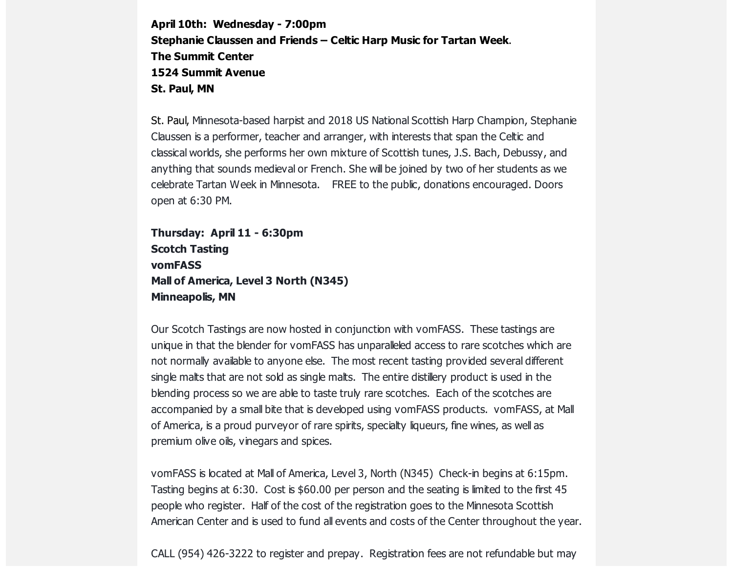**April 10th: Wednesday - 7:00pm**
**Stephanie Claussen and Friends – Celtic Harp Music for Tartan Week.**
**The Summit Center**
**1524 Summit Avenue**
**St. Paul, MN**

St. Paul, Minnesota-based harpist and 2018 US National Scottish Harp Champion, Stephanie Claussen is a performer, teacher and arranger, with interests that span the Celtic and classical worlds, she performs her own mixture of Scottish tunes, J.S. Bach, Debussy, and anything that sounds medieval or French. She will be joined by two of her students as we celebrate Tartan Week in Minnesota. FREE to the public, donations encouraged. Doors open at 6:30 PM.

**Thursday: April 11 - 6:30pm**
**Scotch Tasting**
**vomFASS**
**Mall of America, Level 3 North (N345)**
**Minneapolis, MN**

Our Scotch Tastings are now hosted in conjunction with vomFASS. These tastings are unique in that the blender for vomFASS has unparalleled access to rare scotches which are not normally available to anyone else. The most recent tasting provided several different single malts that are not sold as single malts. The entire distillery product is used in the blending process so we are able to taste truly rare scotches. Each of the scotches are accompanied by a small bite that is developed using vomFASS products. vomFASS, at Mall of America, is a proud purveyor of rare spirits, specialty liqueurs, fine wines, as well as premium olive oils, vinegars and spices.

vomFASS is located at Mall of America, Level 3, North (N345) Check-in begins at 6:15pm. Tasting begins at 6:30. Cost is $60.00 per person and the seating is limited to the first 45 people who register. Half of the cost of the registration goes to the Minnesota Scottish American Center and is used to fund all events and costs of the Center throughout the year.

CALL (954) 426-3222 to register and prepay. Registration fees are not refundable but may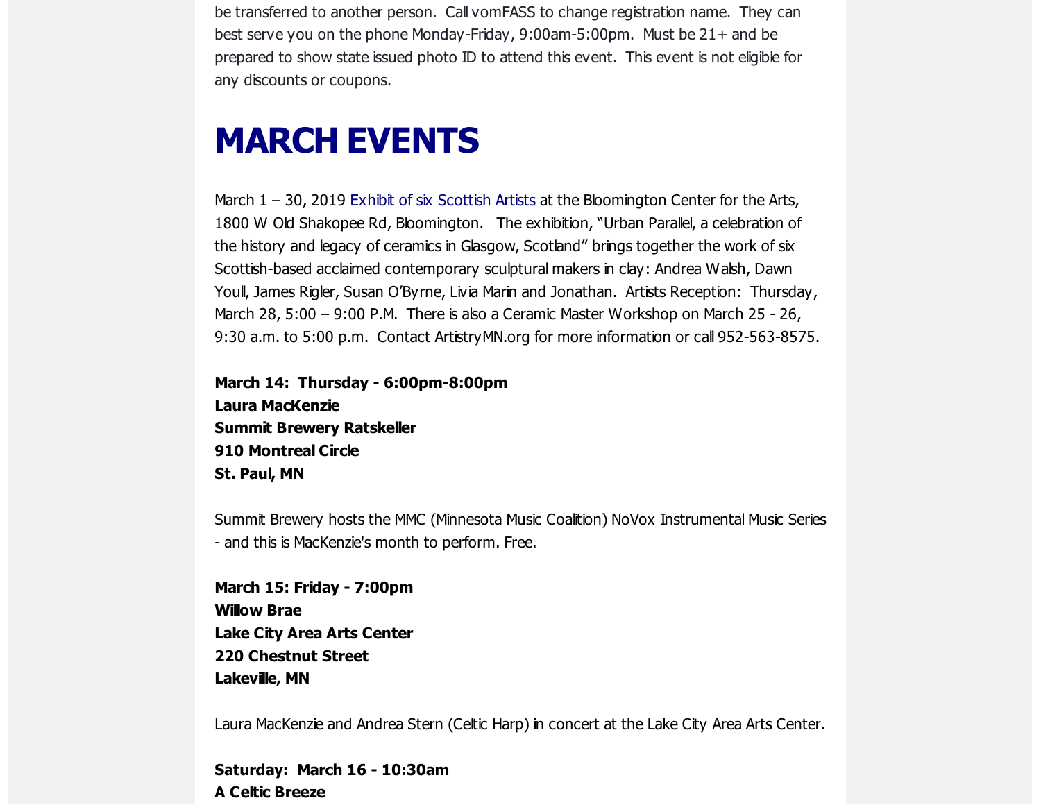be transferred to another person. Call vomFASS to change registration name. They can best serve you on the phone Monday-Friday, 9:00am-5:00pm. Must be 21+ and be prepared to show state issued photo ID to attend this event. This event is not eligible for any discounts or coupons.

# MARCH EVENTS

March 1 – 30, 2019 Exhibit of six Scottish Artists at the Bloomington Center for the Arts, 1800 W Old Shakopee Rd, Bloomington. The exhibition, "Urban Parallel, a celebration of the history and legacy of ceramics in Glasgow, Scotland" brings together the work of six Scottish-based acclaimed contemporary sculptural makers in clay: Andrea Walsh, Dawn Youll, James Rigler, Susan O'Byrne, Livia Marin and Jonathan. Artists Reception: Thursday, March 28, 5:00 – 9:00 P.M. There is also a Ceramic Master Workshop on March 25 - 26, 9:30 a.m. to 5:00 p.m. Contact ArtistryMN.org for more information or call 952-563-8575.

**March 14: Thursday - 6:00pm-8:00pm**
**Laura MacKenzie**
**Summit Brewery Ratskeller**
**910 Montreal Circle**
**St. Paul, MN**

Summit Brewery hosts the MMC (Minnesota Music Coalition) NoVox Instrumental Music Series - and this is MacKenzie's month to perform. Free.

**March 15: Friday - 7:00pm**
**Willow Brae**
**Lake City Area Arts Center**
**220 Chestnut Street**
**Lakeville, MN**

Laura MacKenzie and Andrea Stern (Celtic Harp) in concert at the Lake City Area Arts Center.

**Saturday: March 16 - 10:30am**
**A Celtic Breeze**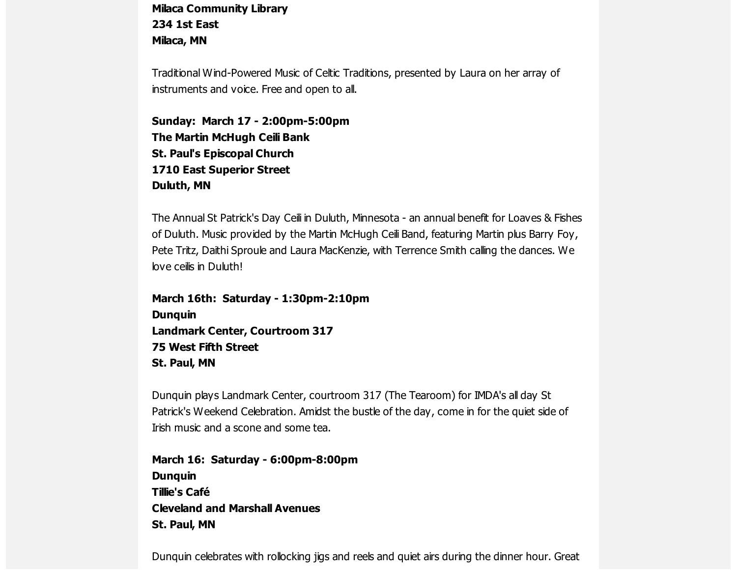**Milaca Community Library**
**234 1st East**
**Milaca, MN**

Traditional Wind-Powered Music of Celtic Traditions, presented by Laura on her array of instruments and voice. Free and open to all.

**Sunday: March 17 - 2:00pm-5:00pm**
**The Martin McHugh Ceili Bank**
**St. Paul's Episcopal Church**
**1710 East Superior Street**
**Duluth, MN**

The Annual St Patrick's Day Ceili in Duluth, Minnesota - an annual benefit for Loaves & Fishes of Duluth. Music provided by the Martin McHugh Ceili Band, featuring Martin plus Barry Foy, Pete Tritz, Daithi Sproule and Laura MacKenzie, with Terrence Smith calling the dances. We love ceilis in Duluth!

**March 16th: Saturday - 1:30pm-2:10pm**
**Dunquin**
**Landmark Center, Courtroom 317**
**75 West Fifth Street**
**St. Paul, MN**

Dunquin plays Landmark Center, courtroom 317 (The Tearoom) for IMDA's all day St Patrick's Weekend Celebration. Amidst the bustle of the day, come in for the quiet side of Irish music and a scone and some tea.

**March 16: Saturday - 6:00pm-8:00pm**
**Dunquin**
**Tillie's Café**
**Cleveland and Marshall Avenues**
**St. Paul, MN**

Dunquin celebrates with rollocking jigs and reels and quiet airs during the dinner hour. Great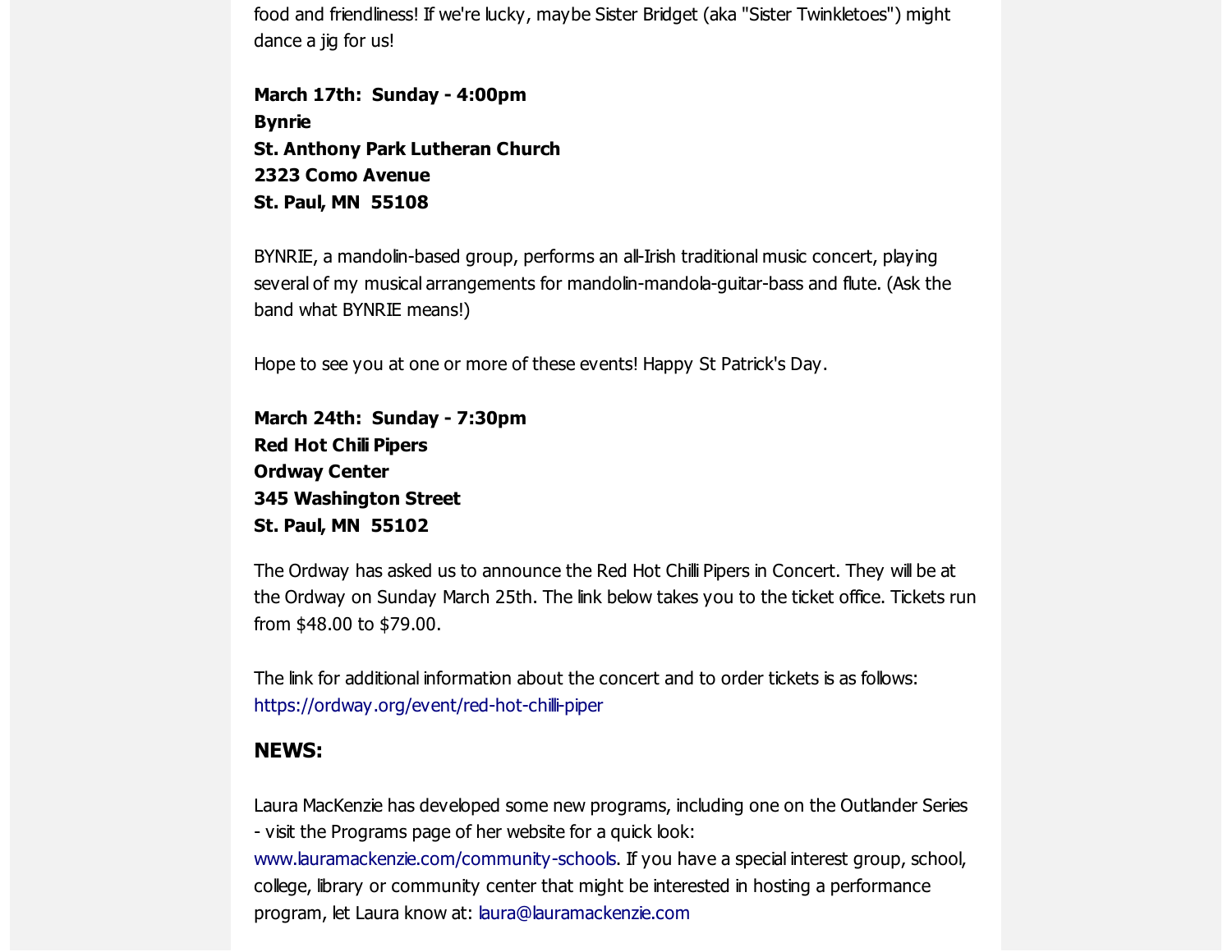food and friendliness! If we're lucky, maybe Sister Bridget (aka "Sister Twinkletoes") might dance a jig for us!

**March 17th: Sunday - 4:00pm**
**Bynrie**
**St. Anthony Park Lutheran Church**
**2323 Como Avenue**
**St. Paul, MN 55108**

BYNRIE, a mandolin-based group, performs an all-Irish traditional music concert, playing several of my musical arrangements for mandolin-mandola-guitar-bass and flute. (Ask the band what BYNRIE means!)

Hope to see you at one or more of these events! Happy St Patrick's Day.

**March 24th: Sunday - 7:30pm**
**Red Hot Chili Pipers**
**Ordway Center**
**345 Washington Street**
**St. Paul, MN 55102**

The Ordway has asked us to announce the Red Hot Chilli Pipers in Concert. They will be at the Ordway on Sunday March 25th. The link below takes you to the ticket office. Tickets run from $48.00 to $79.00.

The link for additional information about the concert and to order tickets is as follows:
https://ordway.org/event/red-hot-chilli-piper

## NEWS:

Laura MacKenzie has developed some new programs, including one on the Outlander Series - visit the Programs page of her website for a quick look: www.lauramackenzie.com/community-schools. If you have a special interest group, school, college, library or community center that might be interested in hosting a performance program, let Laura know at: laura@lauramackenzie.com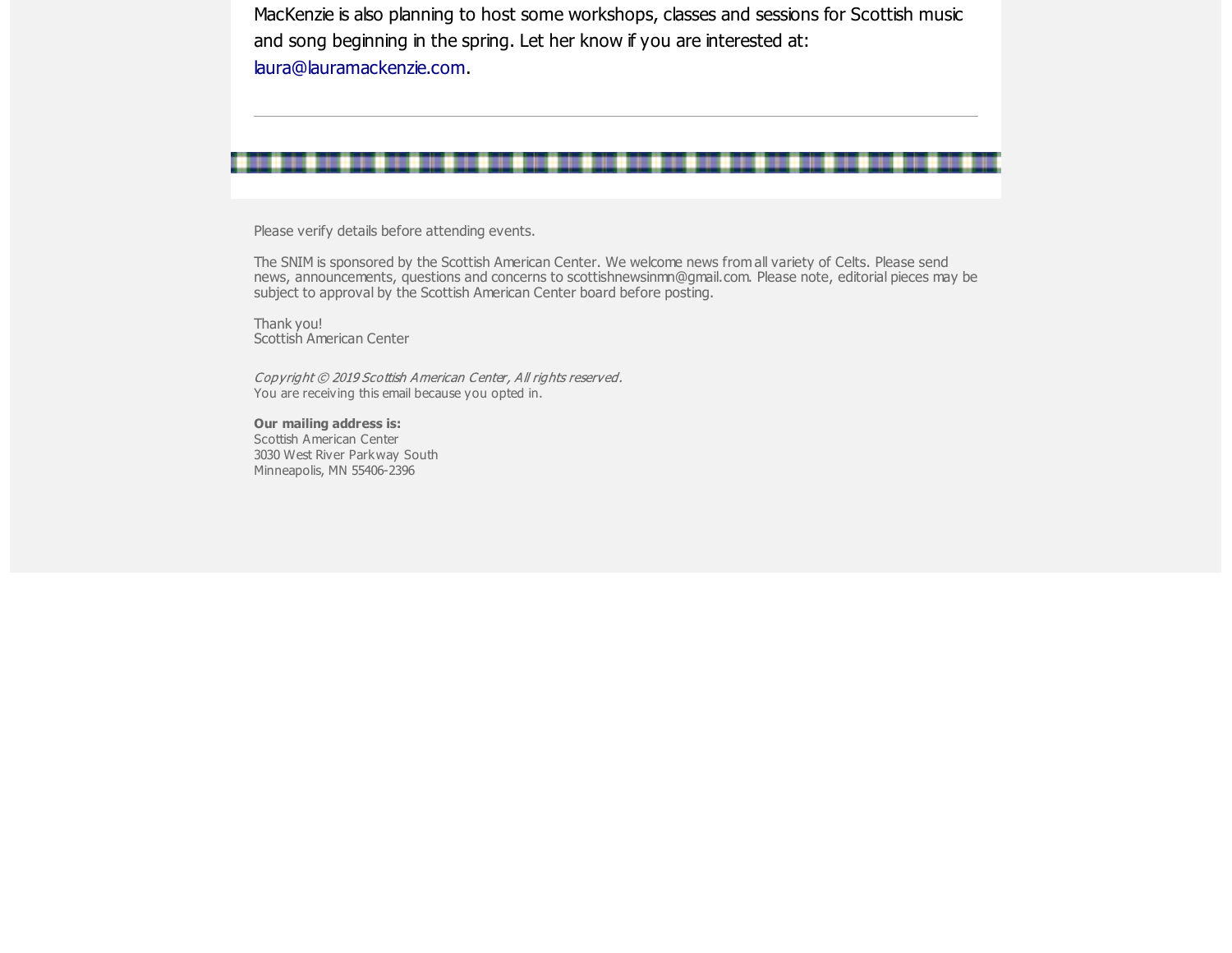MacKenzie is also planning to host some workshops, classes and sessions for Scottish music and song beginning in the spring. Let her know if you are interested at: laura@lauramackenzie.com.

---

Please verify details before attending events.

The SNIM is sponsored by the Scottish American Center. We welcome news from all variety of Celts. Please send news, announcements, questions and concerns to scottishnewsinmn@gmail.com. Please note, editorial pieces may be subject to approval by the Scottish American Center board before posting.

Thank you!
Scottish American Center

*Copyright © 2019 Scottish American Center, All rights reserved.*
You are receiving this email because you opted in.

**Our mailing address is:**
Scottish American Center
3030 West River Parkway South
Minneapolis, MN 55406-2396